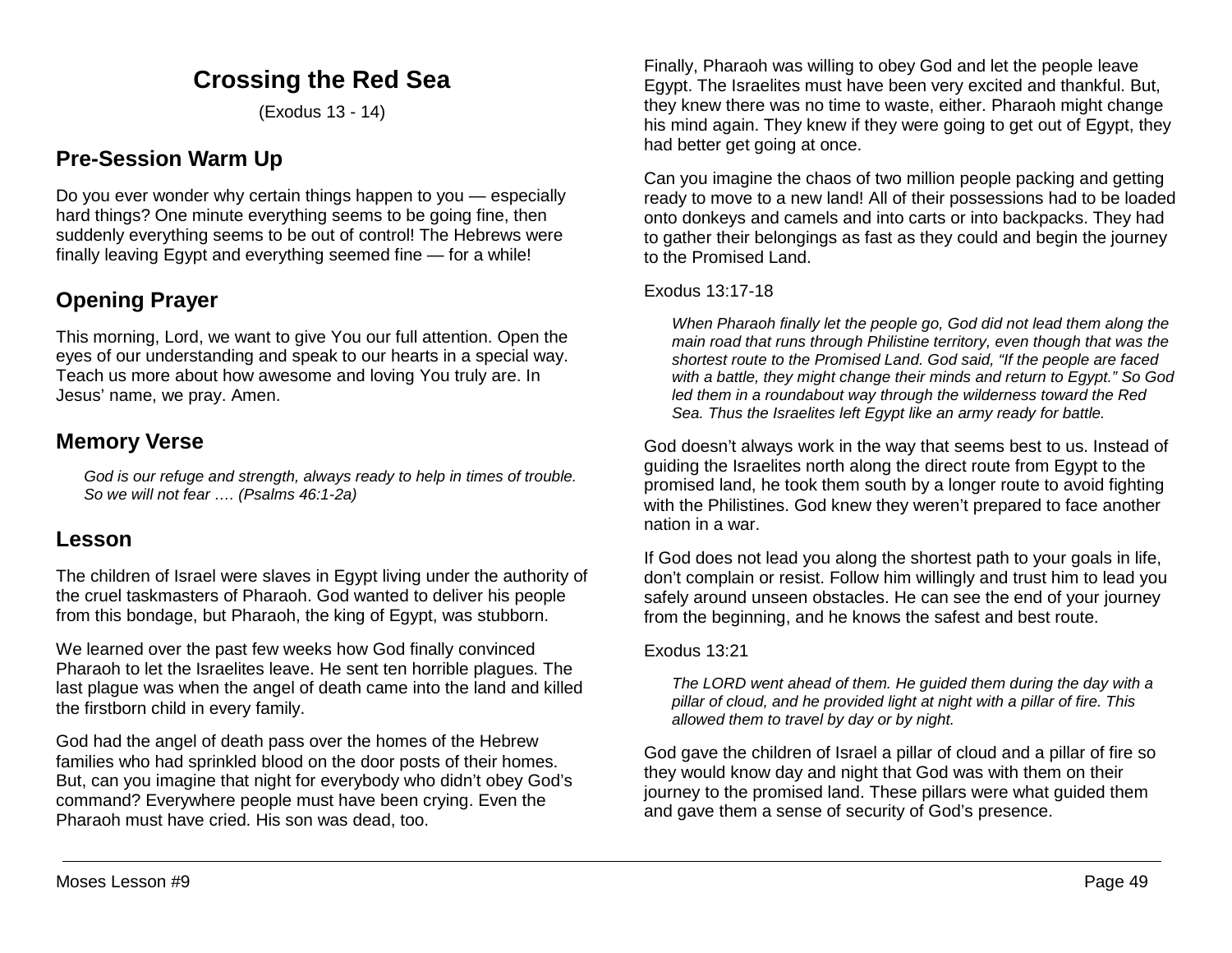# Crossing the Red Sea

(Exodus 13 - 14)

## Pre-Session Warm Up

Do you ever wonder why certain things happen to you — especially hard things? One minute everything seems to be going fine, then suddenly everything seems to be out of control! The Hebrews were finally leaving Egypt and everything seemed fine — for a while!

## Opening Prayer

This morning, Lord, we want to give You our full attention. Open the eyes of our understanding and speak to our hearts in a special way. Teach us more about how awesome and loving You truly are. In Jesus' name, we pray. Amen.

## Memory Verse

> *God is our refuge and strength, always ready to help in times of trouble. So we will not fear …. (Psalms 46:1-2a)*

## Lesson

The children of Israel were slaves in Egypt living under the authority of the cruel taskmasters of Pharaoh. God wanted to deliver his people from this bondage, but Pharaoh, the king of Egypt, was stubborn.

We learned over the past few weeks how God finally convinced Pharaoh to let the Israelites leave. He sent ten horrible plagues. The last plague was when the angel of death came into the land and killed the firstborn child in every family.

God had the angel of death pass over the homes of the Hebrew families who had sprinkled blood on the door posts of their homes. But, can you imagine that night for everybody who didn't obey God's command? Everywhere people must have been crying. Even the Pharaoh must have cried. His son was dead, too.

Finally, Pharaoh was willing to obey God and let the people leave Egypt. The Israelites must have been very excited and thankful. But, they knew there was no time to waste, either. Pharaoh might change his mind again. They knew if they were going to get out of Egypt, they had better get going at once.

Can you imagine the chaos of two million people packing and getting ready to move to a new land! All of their possessions had to be loaded onto donkeys and camels and into carts or into backpacks. They had to gather their belongings as fast as they could and begin the journey to the Promised Land.

Exodus 13:17-18

> *When Pharaoh finally let the people go, God did not lead them along the main road that runs through Philistine territory, even though that was the shortest route to the Promised Land. God said, "If the people are faced with a battle, they might change their minds and return to Egypt." So God led them in a roundabout way through the wilderness toward the Red Sea. Thus the Israelites left Egypt like an army ready for battle.*

God doesn't always work in the way that seems best to us. Instead of guiding the Israelites north along the direct route from Egypt to the promised land, he took them south by a longer route to avoid fighting with the Philistines. God knew they weren't prepared to face another nation in a war.

If God does not lead you along the shortest path to your goals in life, don't complain or resist. Follow him willingly and trust him to lead you safely around unseen obstacles. He can see the end of your journey from the beginning, and he knows the safest and best route.

Exodus 13:21

> *The LORD went ahead of them. He guided them during the day with a pillar of cloud, and he provided light at night with a pillar of fire. This allowed them to travel by day or by night.*

God gave the children of Israel a pillar of cloud and a pillar of fire so they would know day and night that God was with them on their journey to the promised land. These pillars were what guided them and gave them a sense of security of God's presence.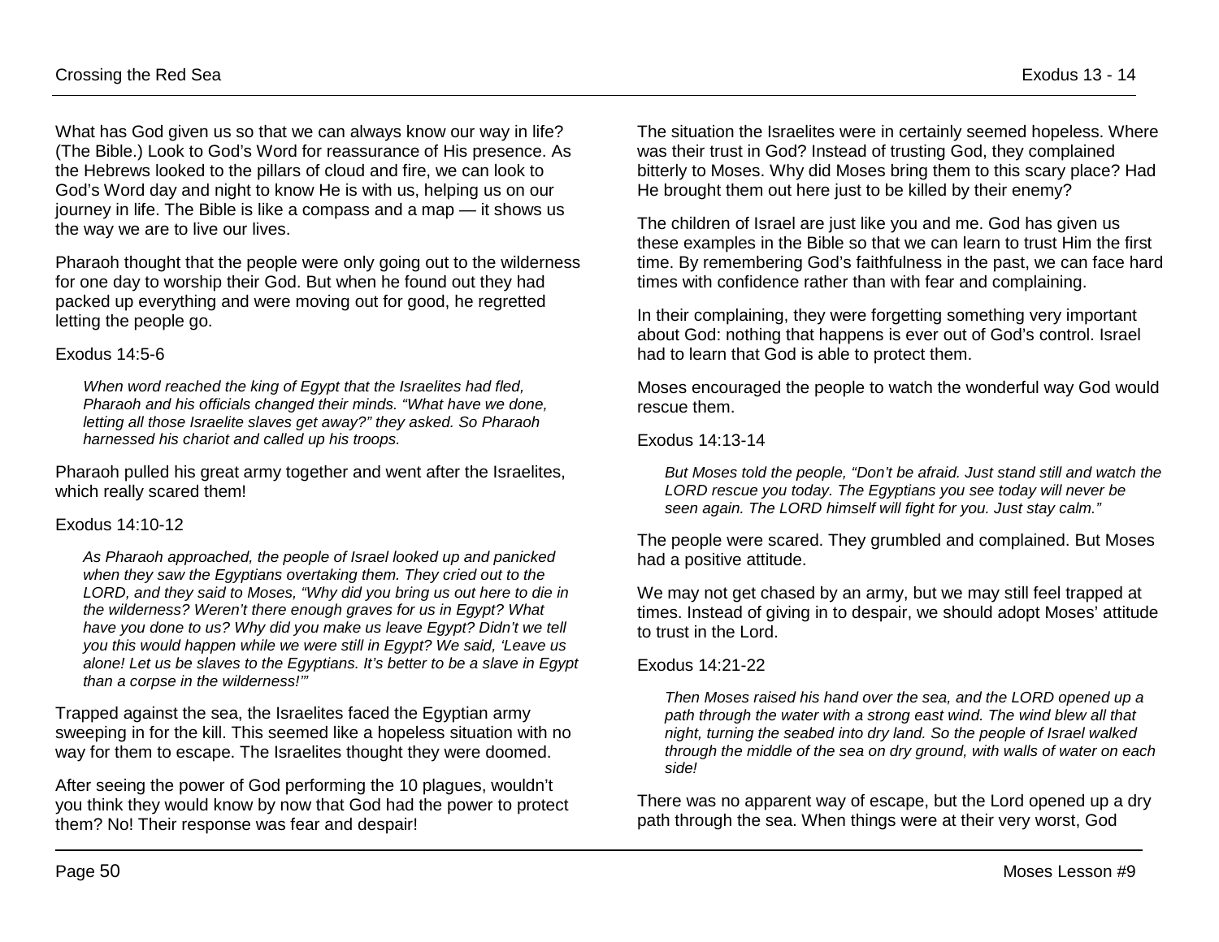What has God given us so that we can always know our way in life? (The Bible.) Look to God's Word for reassurance of His presence. As the Hebrews looked to the pillars of cloud and fire, we can look to God's Word day and night to know He is with us, helping us on our journey in life. The Bible is like a compass and a map — it shows us the way we are to live our lives.

Pharaoh thought that the people were only going out to the wilderness for one day to worship their God. But when he found out they had packed up everything and were moving out for good, he regretted letting the people go.

Exodus 14:5-6

> *When word reached the king of Egypt that the Israelites had fled, Pharaoh and his officials changed their minds. "What have we done, letting all those Israelite slaves get away?" they asked. So Pharaoh harnessed his chariot and called up his troops.*

Pharaoh pulled his great army together and went after the Israelites, which really scared them!

Exodus 14:10-12

> *As Pharaoh approached, the people of Israel looked up and panicked when they saw the Egyptians overtaking them. They cried out to the LORD, and they said to Moses, "Why did you bring us out here to die in the wilderness? Weren't there enough graves for us in Egypt? What have you done to us? Why did you make us leave Egypt? Didn't we tell you this would happen while we were still in Egypt? We said, 'Leave us alone! Let us be slaves to the Egyptians. It's better to be a slave in Egypt than a corpse in the wilderness!'"*

Trapped against the sea, the Israelites faced the Egyptian army sweeping in for the kill. This seemed like a hopeless situation with no way for them to escape. The Israelites thought they were doomed.

After seeing the power of God performing the 10 plagues, wouldn't you think they would know by now that God had the power to protect them? No! Their response was fear and despair!

The situation the Israelites were in certainly seemed hopeless. Where was their trust in God? Instead of trusting God, they complained bitterly to Moses. Why did Moses bring them to this scary place? Had He brought them out here just to be killed by their enemy?

The children of Israel are just like you and me. God has given us these examples in the Bible so that we can learn to trust Him the first time. By remembering God's faithfulness in the past, we can face hard times with confidence rather than with fear and complaining.

In their complaining, they were forgetting something very important about God: nothing that happens is ever out of God's control. Israel had to learn that God is able to protect them.

Moses encouraged the people to watch the wonderful way God would rescue them.

Exodus 14:13-14

> *But Moses told the people, "Don't be afraid. Just stand still and watch the LORD rescue you today. The Egyptians you see today will never be seen again. The LORD himself will fight for you. Just stay calm."*

The people were scared. They grumbled and complained. But Moses had a positive attitude.

We may not get chased by an army, but we may still feel trapped at times. Instead of giving in to despair, we should adopt Moses' attitude to trust in the Lord.

Exodus 14:21-22

> *Then Moses raised his hand over the sea, and the LORD opened up a path through the water with a strong east wind. The wind blew all that night, turning the seabed into dry land. So the people of Israel walked through the middle of the sea on dry ground, with walls of water on each side!*

There was no apparent way of escape, but the Lord opened up a dry path through the sea. When things were at their very worst, God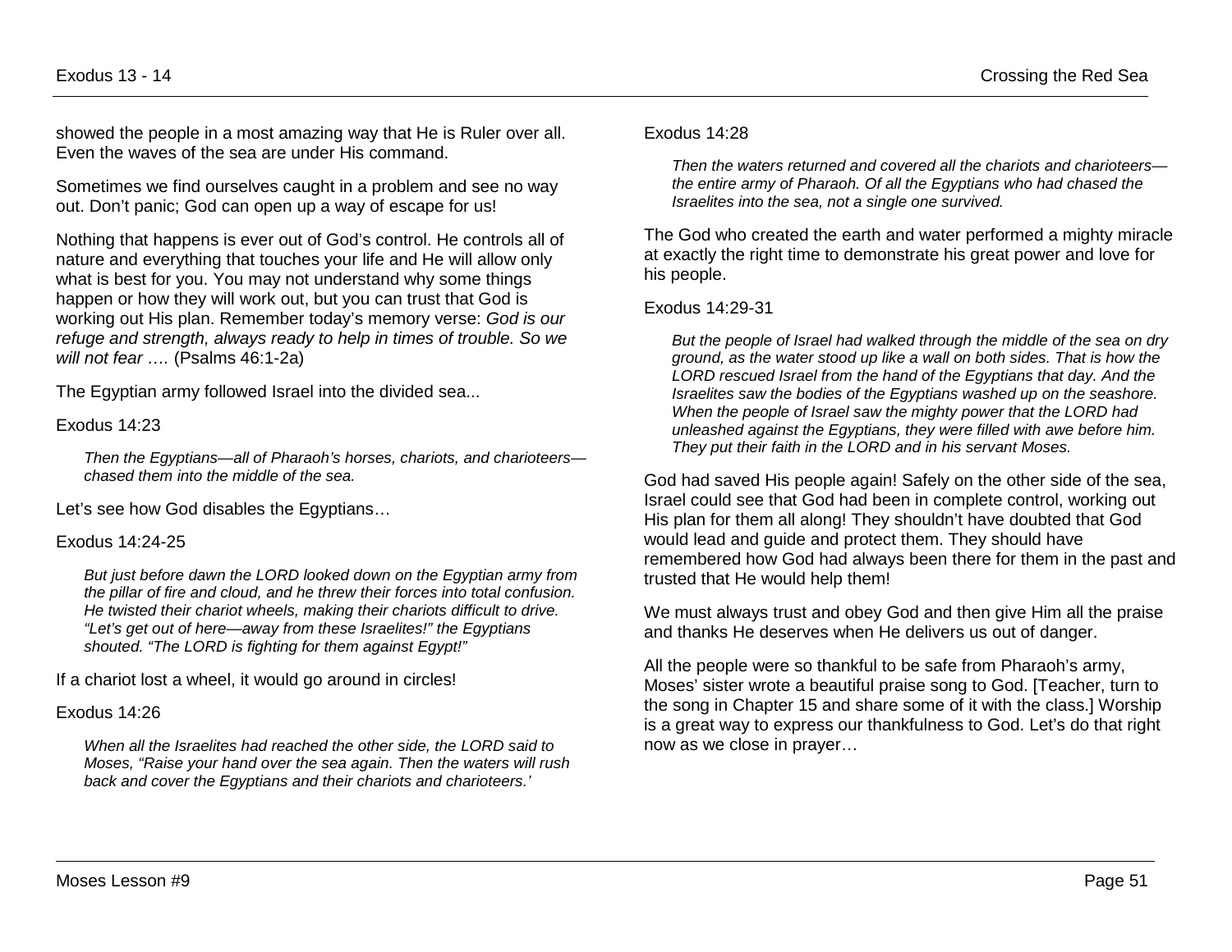showed the people in a most amazing way that He is Ruler over all. Even the waves of the sea are under His command.

Sometimes we find ourselves caught in a problem and see no way out. Don't panic; God can open up a way of escape for us!

Nothing that happens is ever out of God's control. He controls all of nature and everything that touches your life and He will allow only what is best for you. You may not understand why some things happen or how they will work out, but you can trust that God is working out His plan. Remember today's memory verse: *God is our refuge and strength, always ready to help in times of trouble. So we will not fear ….* (Psalms 46:1-2a)

The Egyptian army followed Israel into the divided sea...

Exodus 14:23

> *Then the Egyptians—all of Pharaoh's horses, chariots, and charioteers—chased them into the middle of the sea.*

Let's see how God disables the Egyptians…

Exodus 14:24-25

> *But just before dawn the LORD looked down on the Egyptian army from the pillar of fire and cloud, and he threw their forces into total confusion. He twisted their chariot wheels, making their chariots difficult to drive. "Let's get out of here—away from these Israelites!" the Egyptians shouted. "The LORD is fighting for them against Egypt!"*

If a chariot lost a wheel, it would go around in circles!

Exodus 14:26

> *When all the Israelites had reached the other side, the LORD said to Moses, "Raise your hand over the sea again. Then the waters will rush back and cover the Egyptians and their chariots and charioteers.'*

Exodus 14:28

> *Then the waters returned and covered all the chariots and charioteers—the entire army of Pharaoh. Of all the Egyptians who had chased the Israelites into the sea, not a single one survived.*

The God who created the earth and water performed a mighty miracle at exactly the right time to demonstrate his great power and love for his people.

Exodus 14:29-31

> *But the people of Israel had walked through the middle of the sea on dry ground, as the water stood up like a wall on both sides. That is how the LORD rescued Israel from the hand of the Egyptians that day. And the Israelites saw the bodies of the Egyptians washed up on the seashore. When the people of Israel saw the mighty power that the LORD had unleashed against the Egyptians, they were filled with awe before him. They put their faith in the LORD and in his servant Moses.*

God had saved His people again! Safely on the other side of the sea, Israel could see that God had been in complete control, working out His plan for them all along! They shouldn't have doubted that God would lead and guide and protect them. They should have remembered how God had always been there for them in the past and trusted that He would help them!

We must always trust and obey God and then give Him all the praise and thanks He deserves when He delivers us out of danger.

All the people were so thankful to be safe from Pharaoh's army, Moses' sister wrote a beautiful praise song to God. [Teacher, turn to the song in Chapter 15 and share some of it with the class.] Worship is a great way to express our thankfulness to God. Let's do that right now as we close in prayer…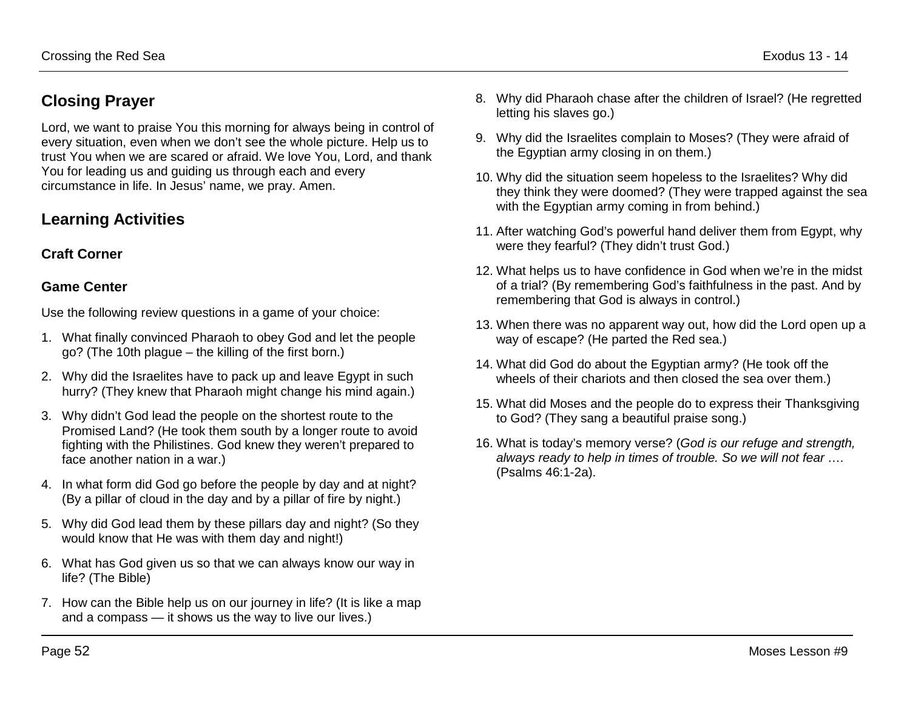## Closing Prayer

Lord, we want to praise You this morning for always being in control of every situation, even when we don't see the whole picture. Help us to trust You when we are scared or afraid. We love You, Lord, and thank You for leading us and guiding us through each and every circumstance in life. In Jesus' name, we pray. Amen.

## Learning Activities

### Craft Corner

### Game Center

Use the following review questions in a game of your choice:

1. What finally convinced Pharaoh to obey God and let the people go? (The 10th plague – the killing of the first born.)
2. Why did the Israelites have to pack up and leave Egypt in such hurry? (They knew that Pharaoh might change his mind again.)
3. Why didn't God lead the people on the shortest route to the Promised Land? (He took them south by a longer route to avoid fighting with the Philistines. God knew they weren't prepared to face another nation in a war.)
4. In what form did God go before the people by day and at night? (By a pillar of cloud in the day and by a pillar of fire by night.)
5. Why did God lead them by these pillars day and night? (So they would know that He was with them day and night!)
6. What has God given us so that we can always know our way in life? (The Bible)
7. How can the Bible help us on our journey in life? (It is like a map and a compass — it shows us the way to live our lives.)
8. Why did Pharaoh chase after the children of Israel? (He regretted letting his slaves go.)
9. Why did the Israelites complain to Moses? (They were afraid of the Egyptian army closing in on them.)
10. Why did the situation seem hopeless to the Israelites? Why did they think they were doomed? (They were trapped against the sea with the Egyptian army coming in from behind.)
11. After watching God's powerful hand deliver them from Egypt, why were they fearful? (They didn't trust God.)
12. What helps us to have confidence in God when we're in the midst of a trial? (By remembering God's faithfulness in the past. And by remembering that God is always in control.)
13. When there was no apparent way out, how did the Lord open up a way of escape? (He parted the Red sea.)
14. What did God do about the Egyptian army? (He took off the wheels of their chariots and then closed the sea over them.)
15. What did Moses and the people do to express their Thanksgiving to God? (They sang a beautiful praise song.)
16. What is today's memory verse? (*God is our refuge and strength, always ready to help in times of trouble. So we will not fear ….* (Psalms 46:1-2a).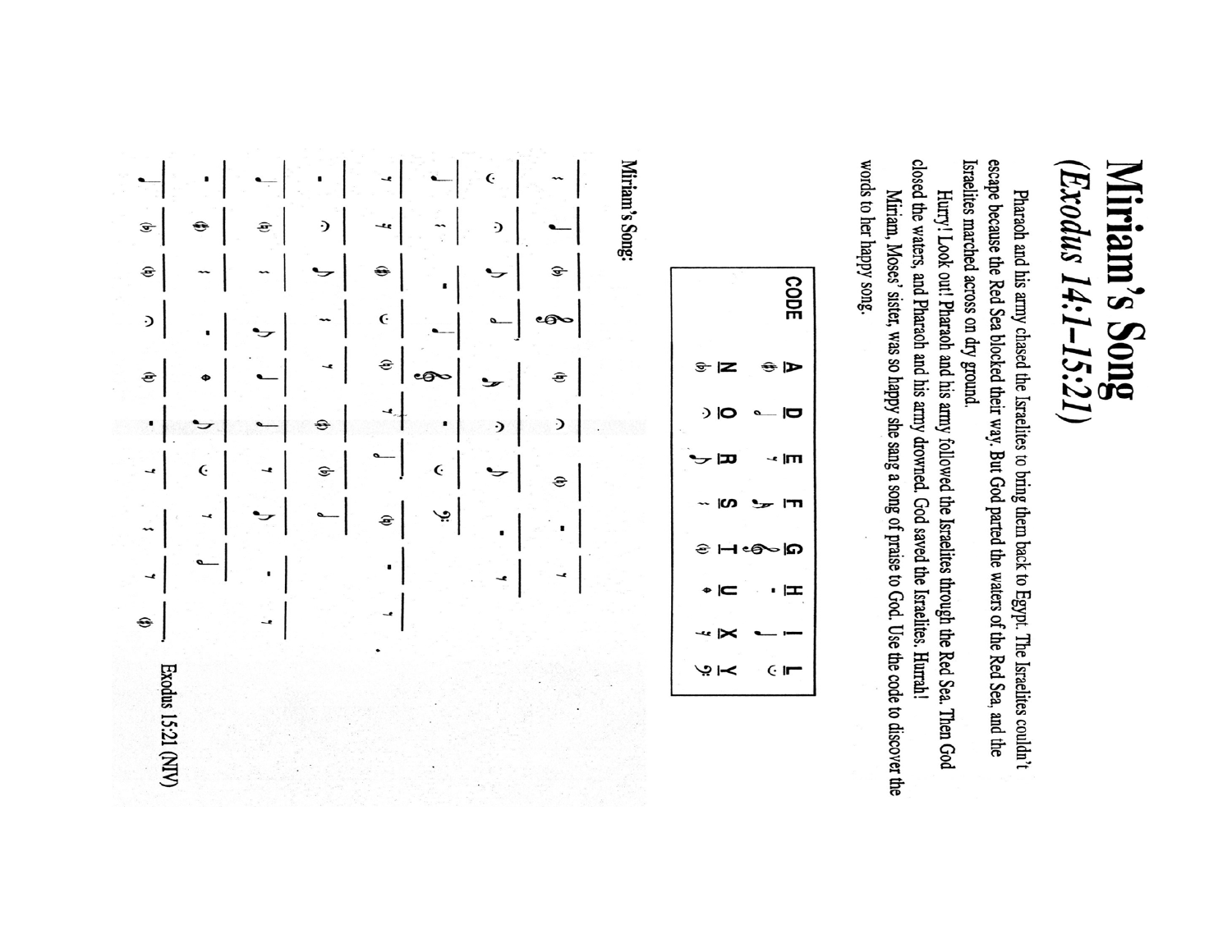# Miriam's Song
## *(Exodus 14:1–15:21)*

Pharaoh and his army chased the Israelites to bring them back to Egypt. The Israelites couldn't escape because the Red Sea blocked their way. But God parted the waters of the Red Sea, and the Israelites marched across on dry ground.

Hurry! Look out! Pharaoh and his army followed the Israelites through the Red Sea. Then God closed the waters, and Pharaoh and his army drowned. God saved the Israelites. Hurrah!

Miriam, Moses' sister, was so happy she sang a song of praise to God. Use the code to discover the words to her happy song.

**CODE**

A D E F G H I L

N O R S T U X Y

**Miriam's Song:**

Exodus 15:21 (NIV)